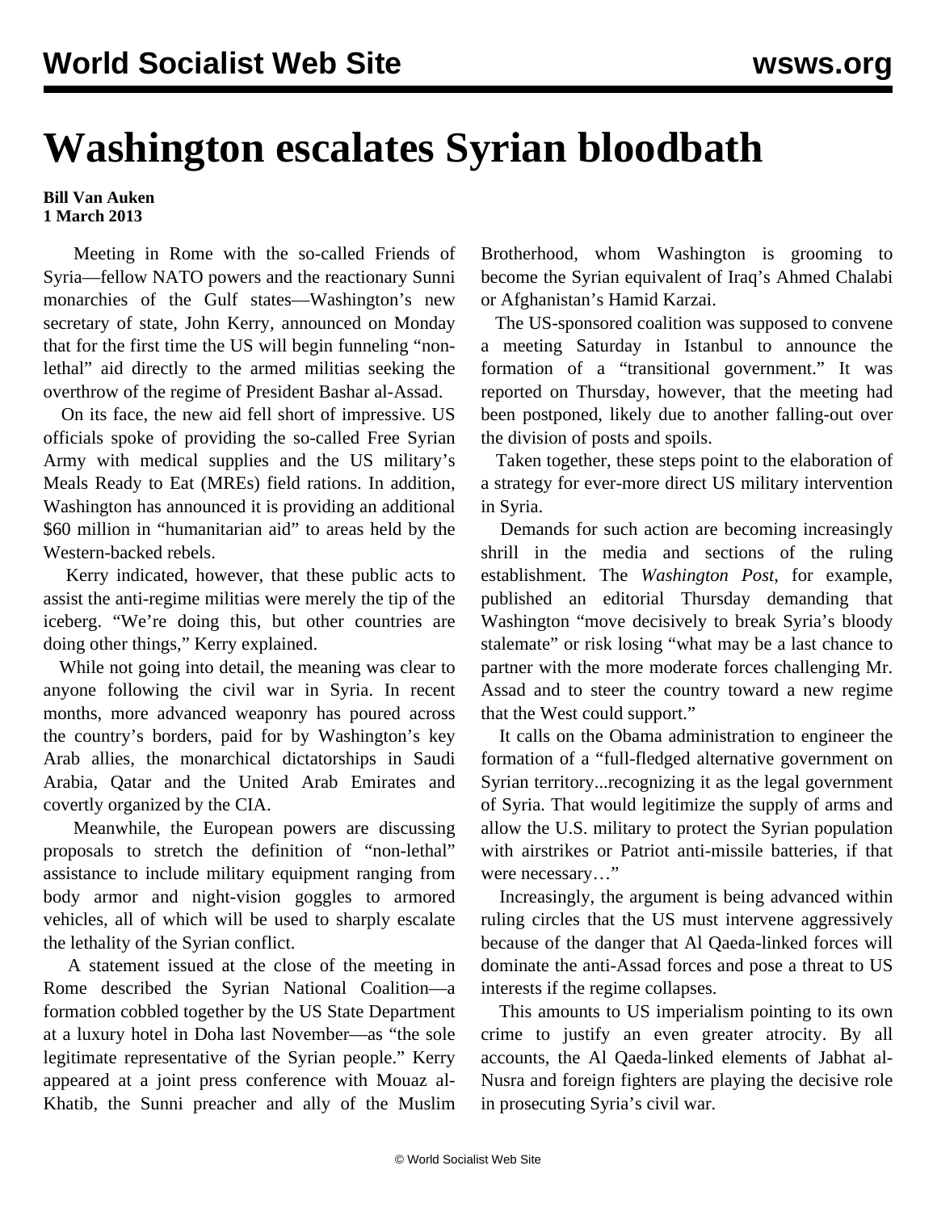# Washington escalates Syrian bloodbath

**Bill Van Auken**
**1 March 2013**

Meeting in Rome with the so-called Friends of Syria—fellow NATO powers and the reactionary Sunni monarchies of the Gulf states—Washington's new secretary of state, John Kerry, announced on Monday that for the first time the US will begin funneling "non-lethal" aid directly to the armed militias seeking the overthrow of the regime of President Bashar al-Assad.

On its face, the new aid fell short of impressive. US officials spoke of providing the so-called Free Syrian Army with medical supplies and the US military's Meals Ready to Eat (MREs) field rations. In addition, Washington has announced it is providing an additional $60 million in "humanitarian aid" to areas held by the Western-backed rebels.

Kerry indicated, however, that these public acts to assist the anti-regime militias were merely the tip of the iceberg. "We're doing this, but other countries are doing other things," Kerry explained.

While not going into detail, the meaning was clear to anyone following the civil war in Syria. In recent months, more advanced weaponry has poured across the country's borders, paid for by Washington's key Arab allies, the monarchical dictatorships in Saudi Arabia, Qatar and the United Arab Emirates and covertly organized by the CIA.

Meanwhile, the European powers are discussing proposals to stretch the definition of "non-lethal" assistance to include military equipment ranging from body armor and night-vision goggles to armored vehicles, all of which will be used to sharply escalate the lethality of the Syrian conflict.

A statement issued at the close of the meeting in Rome described the Syrian National Coalition—a formation cobbled together by the US State Department at a luxury hotel in Doha last November—as "the sole legitimate representative of the Syrian people." Kerry appeared at a joint press conference with Mouaz al-Khatib, the Sunni preacher and ally of the Muslim Brotherhood, whom Washington is grooming to become the Syrian equivalent of Iraq's Ahmed Chalabi or Afghanistan's Hamid Karzai.

The US-sponsored coalition was supposed to convene a meeting Saturday in Istanbul to announce the formation of a "transitional government." It was reported on Thursday, however, that the meeting had been postponed, likely due to another falling-out over the division of posts and spoils.

Taken together, these steps point to the elaboration of a strategy for ever-more direct US military intervention in Syria.

Demands for such action are becoming increasingly shrill in the media and sections of the ruling establishment. The *Washington Post*, for example, published an editorial Thursday demanding that Washington "move decisively to break Syria's bloody stalemate" or risk losing "what may be a last chance to partner with the more moderate forces challenging Mr. Assad and to steer the country toward a new regime that the West could support."

It calls on the Obama administration to engineer the formation of a "full-fledged alternative government on Syrian territory...recognizing it as the legal government of Syria. That would legitimize the supply of arms and allow the U.S. military to protect the Syrian population with airstrikes or Patriot anti-missile batteries, if that were necessary…"

Increasingly, the argument is being advanced within ruling circles that the US must intervene aggressively because of the danger that Al Qaeda-linked forces will dominate the anti-Assad forces and pose a threat to US interests if the regime collapses.

This amounts to US imperialism pointing to its own crime to justify an even greater atrocity. By all accounts, the Al Qaeda-linked elements of Jabhat al-Nusra and foreign fighters are playing the decisive role in prosecuting Syria's civil war.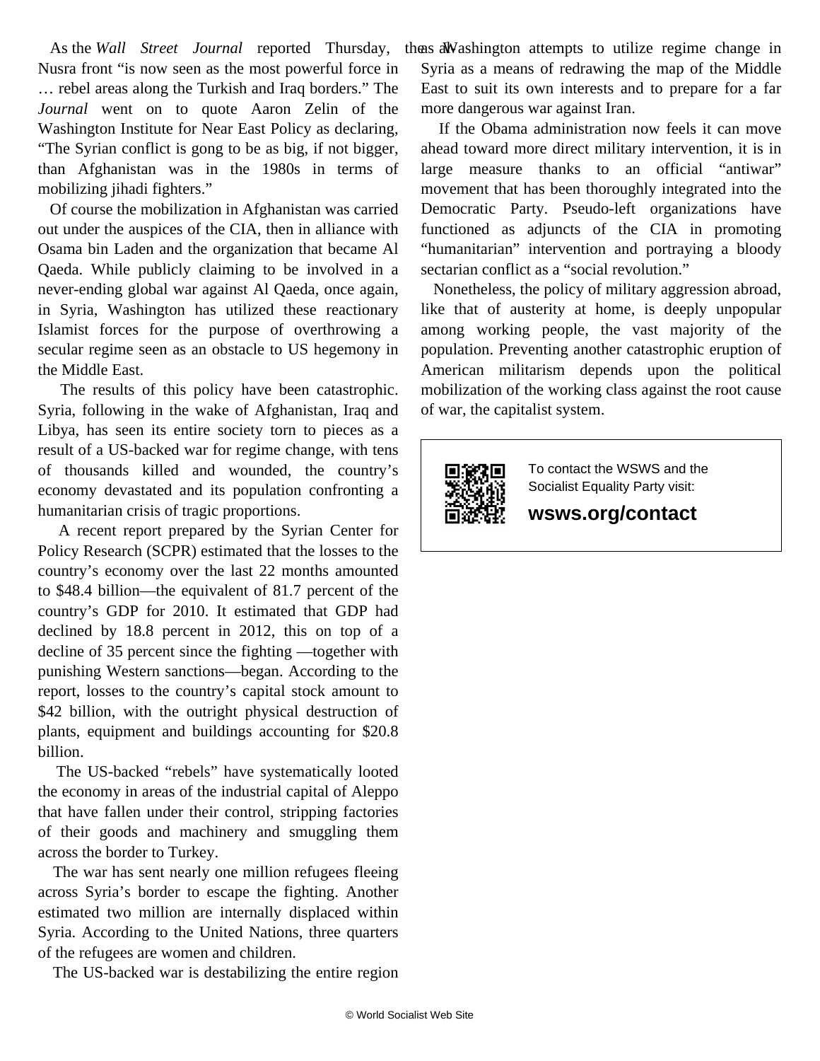As the *Wall Street Journal* reported Thursday, the al-Nusra front “is now seen as the most powerful force in … rebel areas along the Turkish and Iraq borders.” The *Journal* went on to quote Aaron Zelin of the Washington Institute for Near East Policy as declaring, “The Syrian conflict is gong to be as big, if not bigger, than Afghanistan was in the 1980s in terms of mobilizing jihadi fighters.”

Of course the mobilization in Afghanistan was carried out under the auspices of the CIA, then in alliance with Osama bin Laden and the organization that became Al Qaeda. While publicly claiming to be involved in a never-ending global war against Al Qaeda, once again, in Syria, Washington has utilized these reactionary Islamist forces for the purpose of overthrowing a secular regime seen as an obstacle to US hegemony in the Middle East.

The results of this policy have been catastrophic. Syria, following in the wake of Afghanistan, Iraq and Libya, has seen its entire society torn to pieces as a result of a US-backed war for regime change, with tens of thousands killed and wounded, the country’s economy devastated and its population confronting a humanitarian crisis of tragic proportions.

A recent report prepared by the Syrian Center for Policy Research (SCPR) estimated that the losses to the country’s economy over the last 22 months amounted to $48.4 billion—the equivalent of 81.7 percent of the country’s GDP for 2010. It estimated that GDP had declined by 18.8 percent in 2012, this on top of a decline of 35 percent since the fighting —together with punishing Western sanctions—began. According to the report, losses to the country’s capital stock amount to $42 billion, with the outright physical destruction of plants, equipment and buildings accounting for $20.8 billion.

The US-backed “rebels” have systematically looted the economy in areas of the industrial capital of Aleppo that have fallen under their control, stripping factories of their goods and machinery and smuggling them across the border to Turkey.

The war has sent nearly one million refugees fleeing across Syria’s border to escape the fighting. Another estimated two million are internally displaced within Syria. According to the United Nations, three quarters of the refugees are women and children.

The US-backed war is destabilizing the entire region as Washington attempts to utilize regime change in Syria as a means of redrawing the map of the Middle East to suit its own interests and to prepare for a far more dangerous war against Iran.

If the Obama administration now feels it can move ahead toward more direct military intervention, it is in large measure thanks to an official “antiwar” movement that has been thoroughly integrated into the Democratic Party. Pseudo-left organizations have functioned as adjuncts of the CIA in promoting “humanitarian” intervention and portraying a bloody sectarian conflict as a “social revolution.”

Nonetheless, the policy of military aggression abroad, like that of austerity at home, is deeply unpopular among working people, the vast majority of the population. Preventing another catastrophic eruption of American militarism depends upon the political mobilization of the working class against the root cause of war, the capitalist system.

To contact the WSWS and the Socialist Equality Party visit:

**wsws.org/contact**